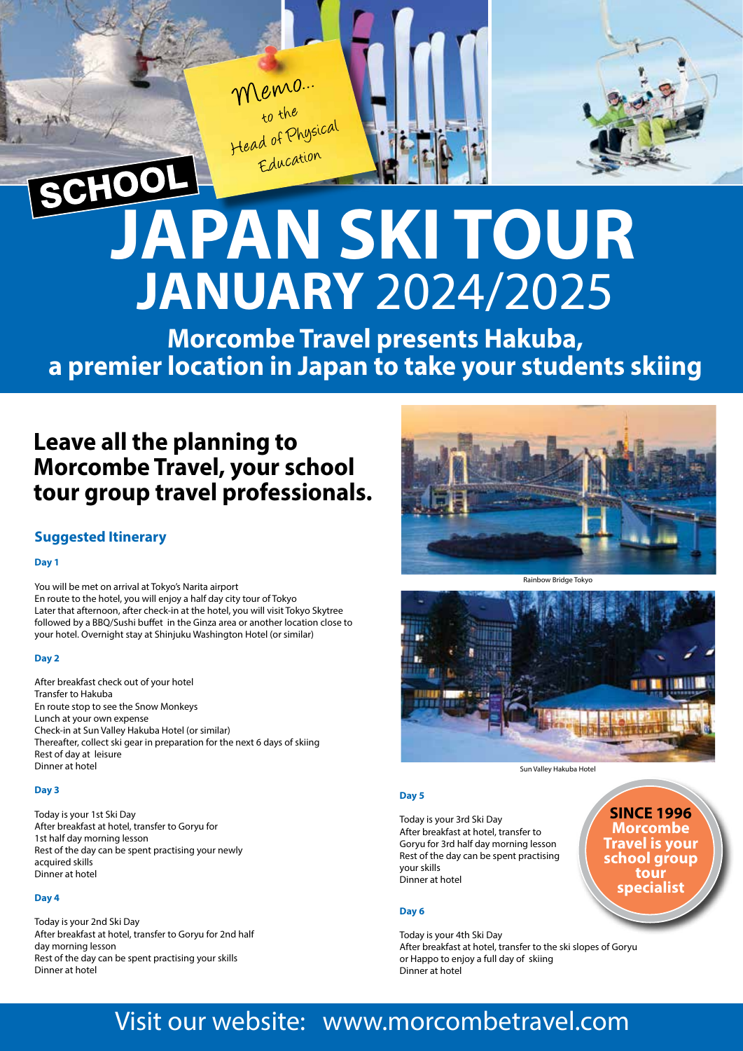Memo...
to the
Head of Physical
Education

SCHOOL

# JAPAN SKI TOUR

# JANUARY 2024/2025

## Morcombe Travel presents Hakuba, a premier location in Japan to take your students skiing

## Leave all the planning to Morcombe Travel, your school tour group travel professionals.

### Suggested Itinerary

**Day 1**

You will be met on arrival at Tokyo's Narita airport
En route to the hotel, you will enjoy a half day city tour of Tokyo
Later that afternoon, after check-in at the hotel, you will visit Tokyo Skytree followed by a BBQ/Sushi buffet in the Ginza area or another location close to your hotel. Overnight stay at Shinjuku Washington Hotel (or similar)

**Day 2**

After breakfast check out of your hotel
Transfer to Hakuba
En route stop to see the Snow Monkeys
Lunch at your own expense
Check-in at Sun Valley Hakuba Hotel (or similar)
Thereafter, collect ski gear in preparation for the next 6 days of skiing
Rest of day at leisure
Dinner at hotel

**Day 3**

Today is your 1st Ski Day
After breakfast at hotel, transfer to Goryu for 1st half day morning lesson
Rest of the day can be spent practising your newly acquired skills
Dinner at hotel

**Day 4**

Today is your 2nd Ski Day
After breakfast at hotel, transfer to Goryu for 2nd half day morning lesson
Rest of the day can be spent practising your skills
Dinner at hotel

Rainbow Bridge Tokyo

Sun Valley Hakuba Hotel

**Day 5**

Today is your 3rd Ski Day
After breakfast at hotel, transfer to Goryu for 3rd half day morning lesson
Rest of the day can be spent practising your skills
Dinner at hotel

**SINCE 1996 Morcombe Travel is your school group tour specialist**

**Day 6**

Today is your 4th Ski Day
After breakfast at hotel, transfer to the ski slopes of Goryu or Happo to enjoy a full day of skiing
Dinner at hotel

Visit our website: www.morcombetravel.com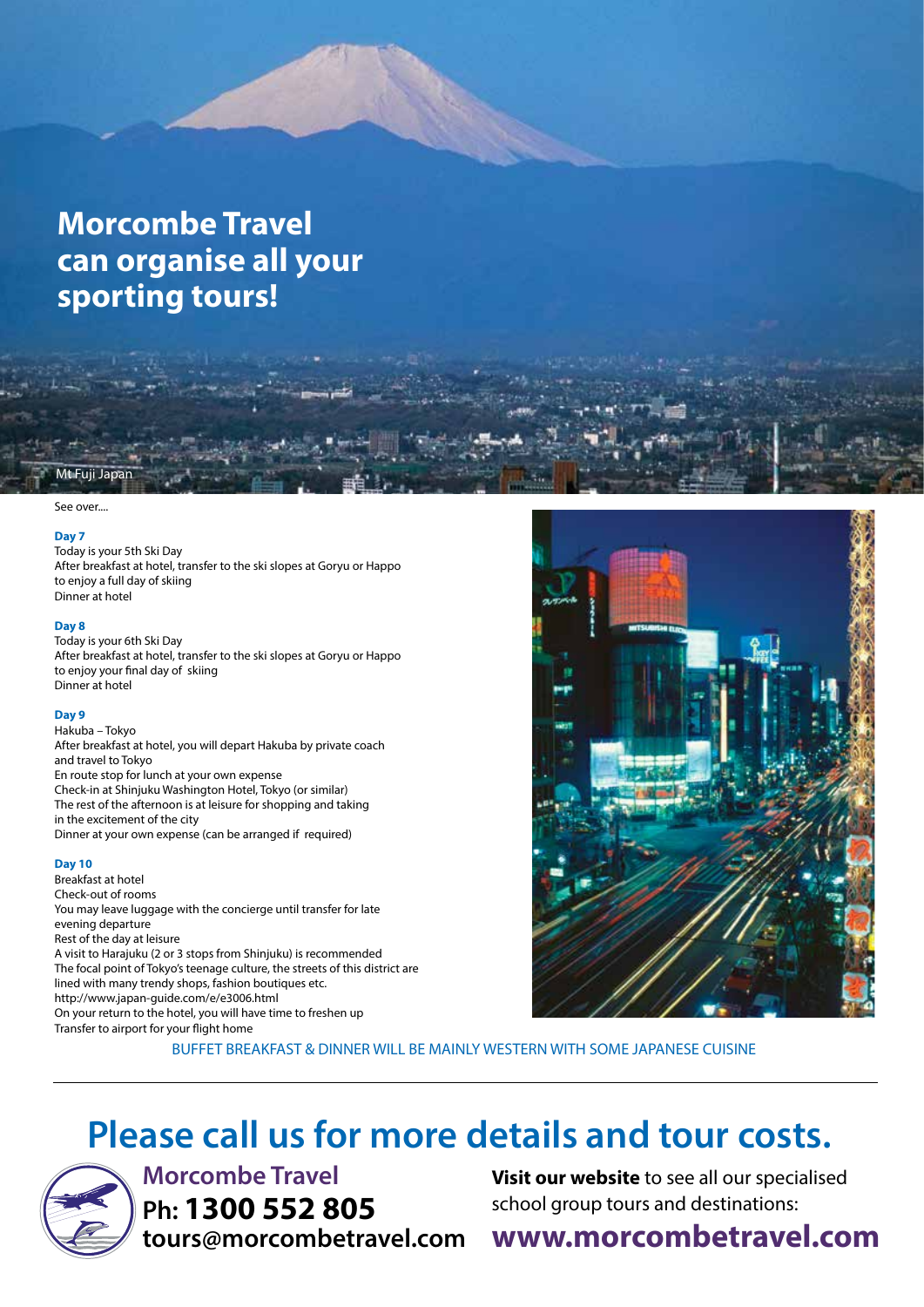# Morcombe Travel can organise all your sporting tours!

Mt Fuji Japan

See over....

**Day 7**
Today is your 5th Ski Day
After breakfast at hotel, transfer to the ski slopes at Goryu or Happo to enjoy a full day of skiing
Dinner at hotel

**Day 8**
Today is your 6th Ski Day
After breakfast at hotel, transfer to the ski slopes at Goryu or Happo to enjoy your final day of skiing
Dinner at hotel

**Day 9**
Hakuba – Tokyo
After breakfast at hotel, you will depart Hakuba by private coach and travel to Tokyo
En route stop for lunch at your own expense
Check-in at Shinjuku Washington Hotel, Tokyo (or similar)
The rest of the afternoon is at leisure for shopping and taking in the excitement of the city
Dinner at your own expense (can be arranged if required)

**Day 10**
Breakfast at hotel
Check-out of rooms
You may leave luggage with the concierge until transfer for late evening departure
Rest of the day at leisure
A visit to Harajuku (2 or 3 stops from Shinjuku) is recommended
The focal point of Tokyo's teenage culture, the streets of this district are lined with many trendy shops, fashion boutiques etc.
http://www.japan-guide.com/e/e3006.html
On your return to the hotel, you will have time to freshen up
Transfer to airport for your flight home

BUFFET BREAKFAST & DINNER WILL BE MAINLY WESTERN WITH SOME JAPANESE CUISINE

## Please call us for more details and tour costs.

**Morcombe Travel**
**Ph: 1300 552 805**
**tours@morcombetravel.com**

**Visit our website** to see all our specialised school group tours and destinations:
**www.morcombetravel.com**